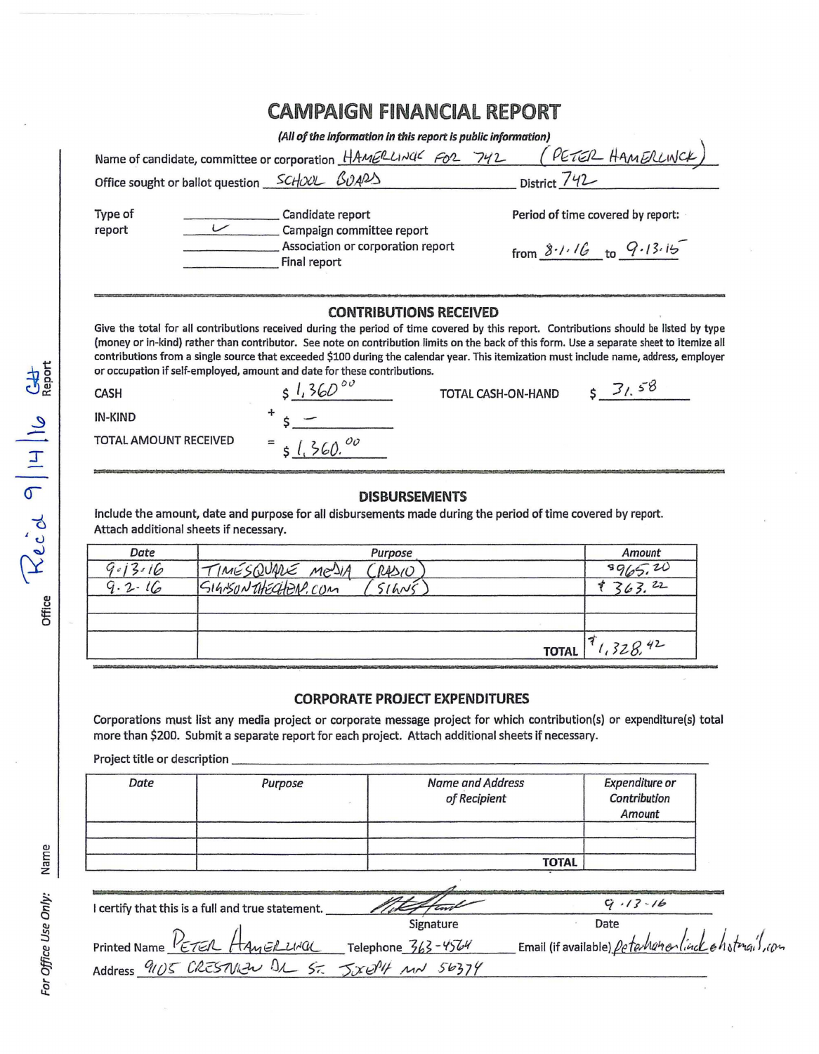# CAMPAIGN FINANCIAL REPORT

*(All of the information in this report is public information)*

Name of candidate, committee or corporation: HAMERLINCK FOR 742 (PETER HAMERLINCK)

Office sought or ballot question: SCHOOL BOARD    District: 742

Type of report:

- ____ Candidate report
- ✓ Campaign committee report
- ____ Association or corporation report
- ____ Final report

Period of time covered by report: from 8.1.16 to 9.13.16

## CONTRIBUTIONS RECEIVED

Give the total for all contributions received during the period of time covered by this report. Contributions should be listed by type (money or in-kind) rather than contributor. See note on contribution limits on the back of this form. Use a separate sheet to itemize all contributions from a single source that exceeded $100 during the calendar year. This itemization must include name, address, employer or occupation if self-employed, amount and date for these contributions.

| | | |
|---|---|---|
| CASH | | $ 1,360.00 |
| IN-KIND | + | $ — |
| TOTAL AMOUNT RECEIVED | = | $ 1,360.00 |

TOTAL CASH-ON-HAND $ 31.58

## DISBURSEMENTS

Include the amount, date and purpose for all disbursements made during the period of time covered by report. Attach additional sheets if necessary.

| Date | Purpose | Amount |
|---|---|---|
| 9.13.16 | TIMESQUARE MEDIA (RADIO) | $965.20 |
| 9.2.16 | SIGNSONTHECHEAP.COM (SIGNS) | $363.22 |
| | | |
| | | |
| | TOTAL | $1,328.42 |

## CORPORATE PROJECT EXPENDITURES

Corporations must list any media project or corporate message project for which contribution(s) or expenditure(s) total more than $200. Submit a separate report for each project. Attach additional sheets if necessary.

Project title or description ______________________

| Date | Purpose | Name and Address of Recipient | Expenditure or Contribution Amount |
|---|---|---|---|
| | | | |
| | | | |
| | | TOTAL | |

I certify that this is a full and true statement. Signature: [signature]    Date: 9.13.16

Printed Name: PETER HAMERLINCK    Telephone: 363-4564    Email (if available): petehamerlinck@hotmail.com

Address: 9105 CRESTVIEW DR ST. JOSEPH MN 56374

*For Office Use Only:* Name ____ Office ____ Report: Rec'd 9/14/16 GH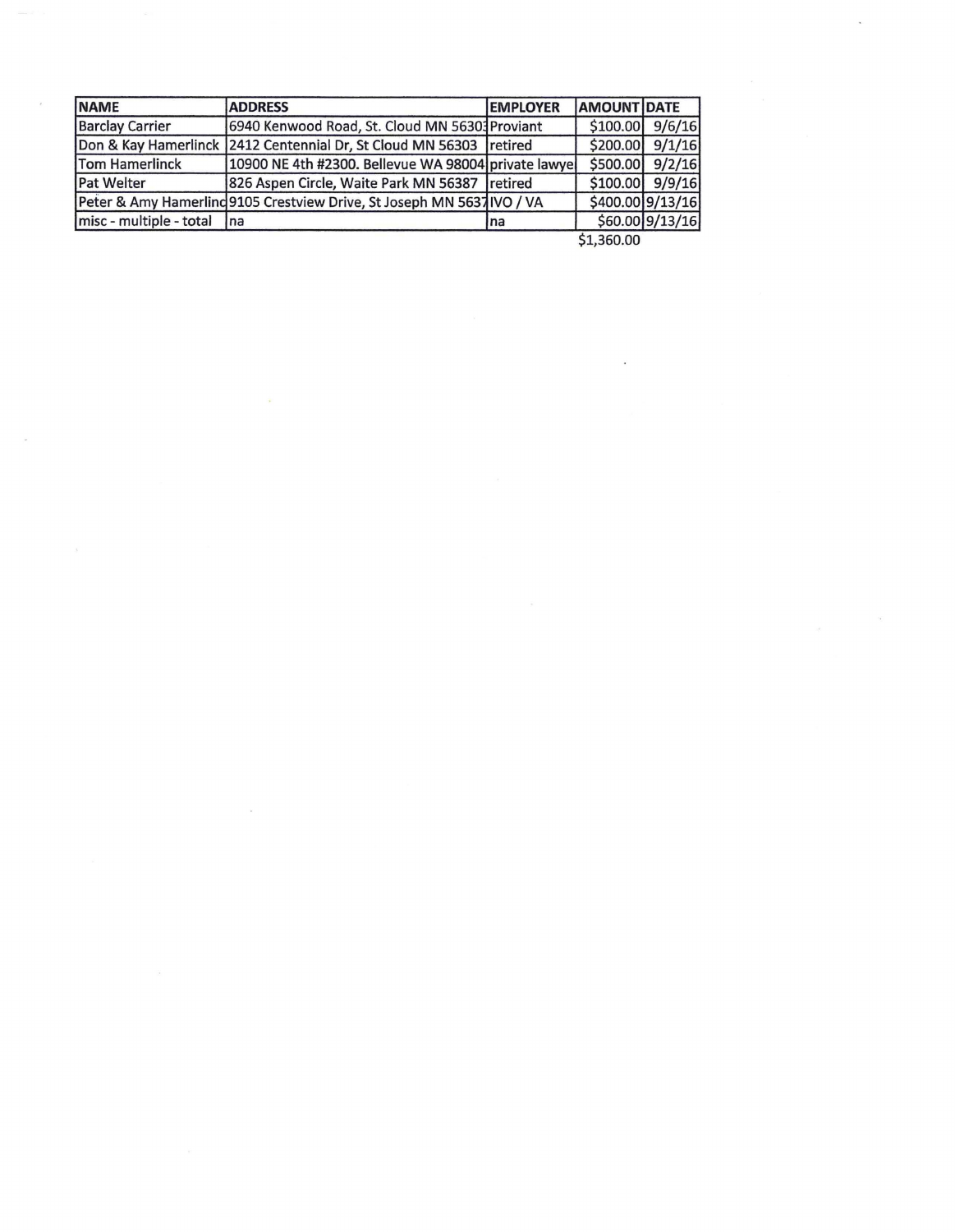| NAME | ADDRESS | EMPLOYER | AMOUNT | DATE |
|---|---|---|---|---|
| Barclay Carrier | 6940 Kenwood Road, St. Cloud MN 5630 | Proviant | $100.00 | 9/6/16 |
| Don & Kay Hamerlinck | 2412 Centennial Dr, St Cloud MN 56303 | retired | $200.00 | 9/1/16 |
| Tom Hamerlinck | 10900 NE 4th #2300. Bellevue WA 98004 | private lawye | $500.00 | 9/2/16 |
| Pat Welter | 826 Aspen Circle, Waite Park MN 56387 | retired | $100.00 | 9/9/16 |
| Peter & Amy Hamerlinc | 9105 Crestview Drive, St Joseph MN 5637 | IVO / VA | $400.00 | 9/13/16 |
| misc - multiple - total | na | na | $60.00 | 9/13/16 |
| | | | $1,360.00 | |